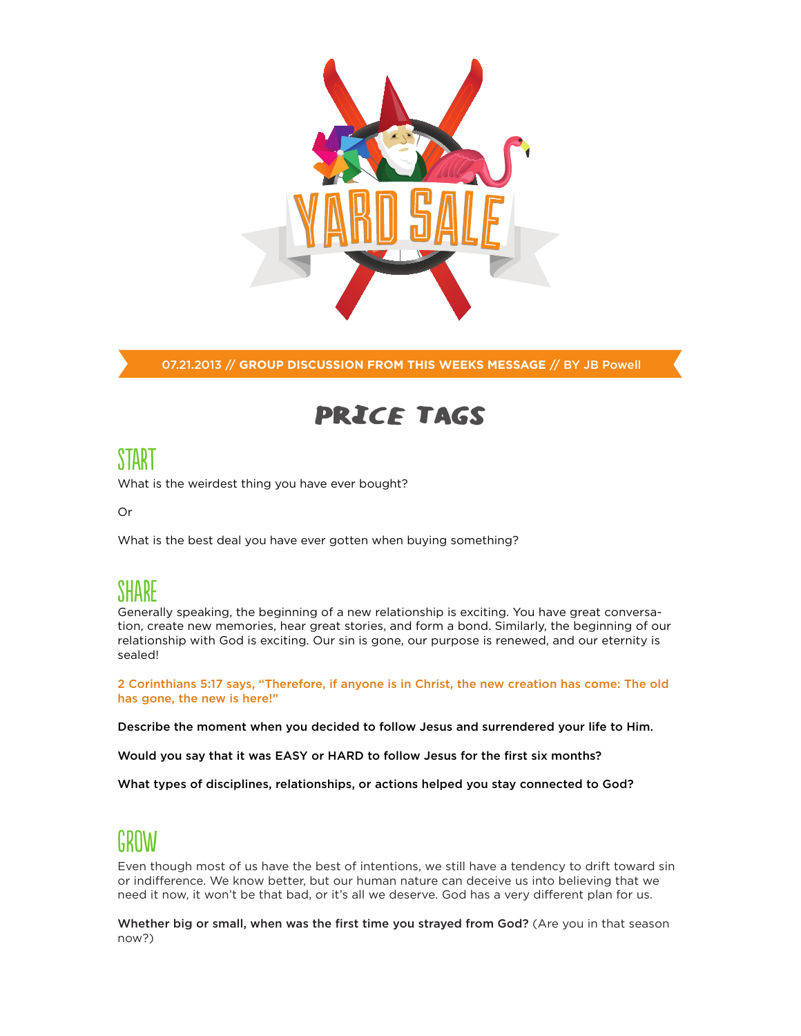# YARD SALE

**07.21.2013 // GROUP DISCUSSION FROM THIS WEEKS MESSAGE // BY JB Powell**

# PRICE TAGS

## START

What is the weirdest thing you have ever bought?

Or

What is the best deal you have ever gotten when buying something?

## SHARE

Generally speaking, the beginning of a new relationship is exciting. You have great conversation, create new memories, hear great stories, and form a bond. Similarly, the beginning of our relationship with God is exciting. Our sin is gone, our purpose is renewed, and our eternity is sealed!

2 Corinthians 5:17 says, "Therefore, if anyone is in Christ, the new creation has come: The old has gone, the new is here!"

**Describe the moment when you decided to follow Jesus and surrendered your life to Him.**

**Would you say that it was EASY or HARD to follow Jesus for the first six months?**

**What types of disciplines, relationships, or actions helped you stay connected to God?**

## GROW

Even though most of us have the best of intentions, we still have a tendency to drift toward sin or indifference. We know better, but our human nature can deceive us into believing that we need it now, it won't be that bad, or it's all we deserve. God has a very different plan for us.

**Whether big or small, when was the first time you strayed from God?** (Are you in that season now?)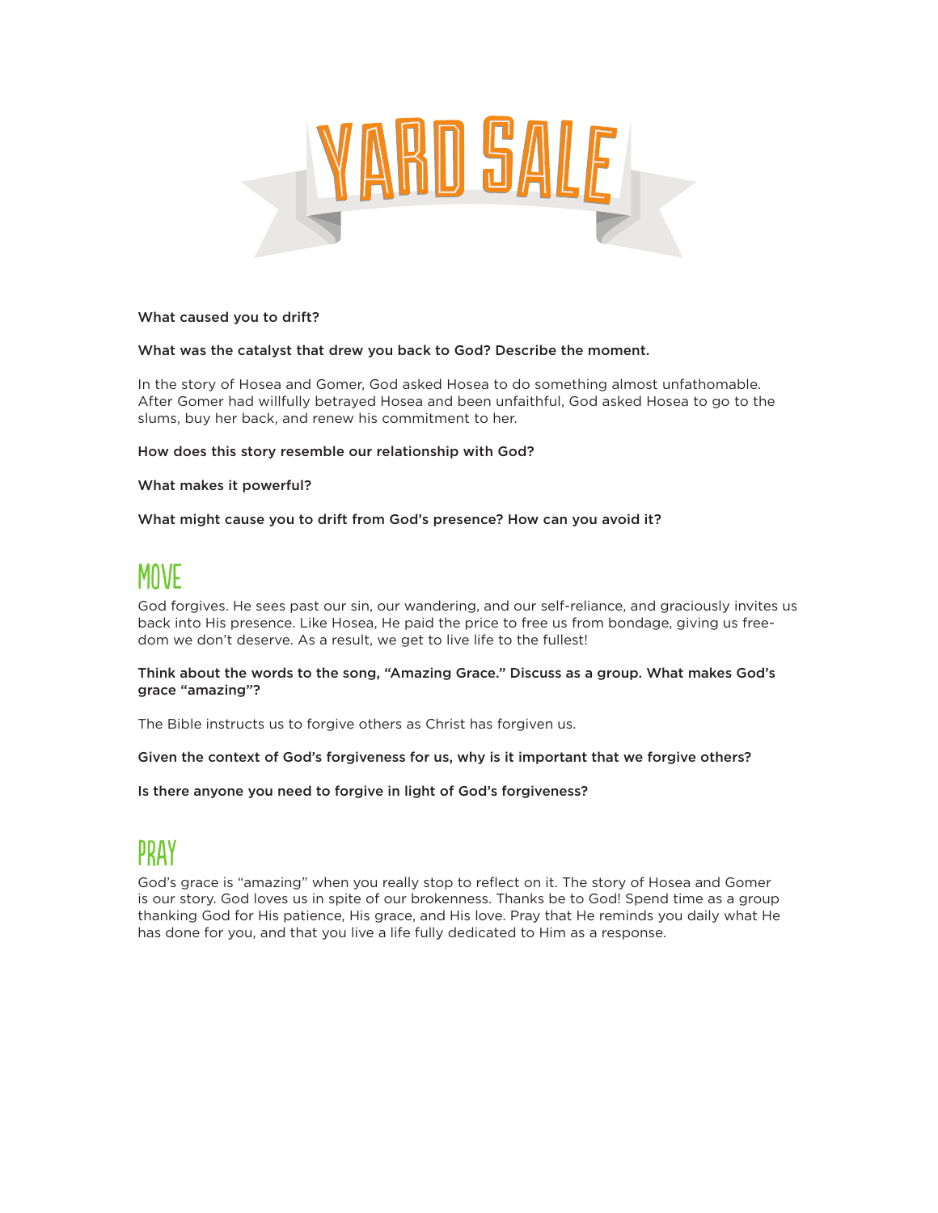# YARD SALE

**What caused you to drift?**

**What was the catalyst that drew you back to God? Describe the moment.**

In the story of Hosea and Gomer, God asked Hosea to do something almost unfathomable. After Gomer had willfully betrayed Hosea and been unfaithful, God asked Hosea to go to the slums, buy her back, and renew his commitment to her.

**How does this story resemble our relationship with God?**

**What makes it powerful?**

**What might cause you to drift from God's presence? How can you avoid it?**

## MOVE

God forgives. He sees past our sin, our wandering, and our self-reliance, and graciously invites us back into His presence. Like Hosea, He paid the price to free us from bondage, giving us freedom we don't deserve. As a result, we get to live life to the fullest!

**Think about the words to the song, "Amazing Grace." Discuss as a group. What makes God's grace "amazing"?**

The Bible instructs us to forgive others as Christ has forgiven us.

**Given the context of God's forgiveness for us, why is it important that we forgive others?**

**Is there anyone you need to forgive in light of God's forgiveness?**

## PRAY

God's grace is "amazing" when you really stop to reflect on it. The story of Hosea and Gomer is our story. God loves us in spite of our brokenness. Thanks be to God! Spend time as a group thanking God for His patience, His grace, and His love. Pray that He reminds you daily what He has done for you, and that you live a life fully dedicated to Him as a response.